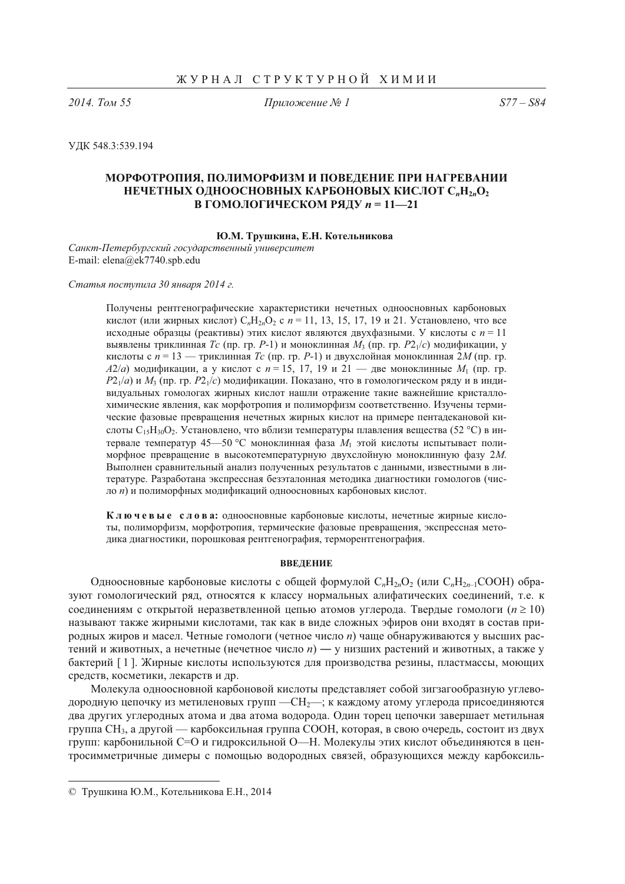УДК 548.3:539.194

# МОРФОТРОПИЯ, ПОЛИМОРФИЗМ И ПОВЕДЕНИЕ ПРИ НАГРЕВАНИИ НЕЧЕТНЫХ ОДНООСНОВНЫХ КАРБОНОВЫХ КИСЛОТ $C_nH_{2n}O_2$ В ГОМОЛОГИЧЕСКОМ РЯДУ $n$ = 11—21

**Ю.М. Трушкина, Е.Н. Котельникова**

*Санкт-Петербургский государственный университет*
E-mail: elena@ek7740.spb.edu

*Статья поступила 30 января 2014 г.*

Получены рентгенографические характеристики нечетных одноосновных карбоновых кислот (или жирных кислот) $C_nH_{2n}O_2$ с $n$ = 11, 13, 15, 17, 19 и 21. Установлено, что все исходные образцы (реактивы) этих кислот являются двухфазными. У кислоты с $n$ = 11 выявлены триклинная *Tc* (пр. гр. *P*-1) и моноклинная $M_3$ (пр. гр. $P2_1/c$) модификации, у кислоты с $n$ = 13 — триклинная *Tc* (пр. гр. *P*-1) и двухслойная моноклинная 2*M* (пр. гр. *A*2/*a*) модификации, а у кислот с $n$ = 15, 17, 19 и 21 — две моноклинные $M_1$ (пр. гр. $P2_1/a$) и $M_3$ (пр. гр. $P2_1/c$) модификации. Показано, что в гомологическом ряду и в индивидуальных гомологах жирных кислот нашли отражение такие важнейшие кристаллохимические явления, как морфотропия и полиморфизм соответственно. Изучены термические фазовые превращения нечетных жирных кислот на примере пентадекановой кислоты $C_{15}H_{30}O_2$. Установлено, что вблизи температуры плавления вещества (52 °С) в интервале температур 45—50 °С моноклинная фаза $M_1$ этой кислоты испытывает полиморфное превращение в высокотемпературную двухслойную моноклинную фазу 2*M*. Выполнен сравнительный анализ полученных результатов с данными, известными в литературе. Разработана экспрессная безэталонная методика диагностики гомологов (число $n$) и полиморфных модификаций одноосновных карбоновых кислот.

**Ключевые слова:** одноосновные карбоновые кислоты, нечетные жирные кислоты, полиморфизм, морфотропия, термические фазовые превращения, экспрессная методика диагностики, порошковая рентгенография, терморентгенография.

## ВВЕДЕНИЕ

Одноосновные карбоновые кислоты с общей формулой $C_nH_{2n}O_2$ (или $C_nH_{2n-1}COOH$) образуют гомологический ряд, относятся к классу нормальных алифатических соединений, т.е. к соединениям с открытой неразветвленной цепью атомов углерода. Твердые гомологи ($n \geq 10$) называют также жирными кислотами, так как в виде сложных эфиров они входят в состав природных жиров и масел. Четные гомологи (четное число $n$) чаще обнаруживаются у высших растений и животных, а нечетные (нечетное число $n$) — у низших растений и животных, а также у бактерий [1]. Жирные кислоты используются для производства резины, пластмассы, моющих средств, косметики, лекарств и др.

Молекула одноосновной карбоновой кислоты представляет собой зигзагообразную углеводородную цепочку из метиленовых групп —$CH_2$—; к каждому атому углерода присоединяются два других углеродных атома и два атома водорода. Один торец цепочки завершает метильная группа $CH_3$, а другой — карбоксильная группа COOH, которая, в свою очередь, состоит из двух групп: карбонильной C=O и гидроксильной O—H. Молекулы этих кислот объединяются в центросимметричные димеры с помощью водородных связей, образующихся между карбоксиль-

© Трушкина Ю.М., Котельникова Е.Н., 2014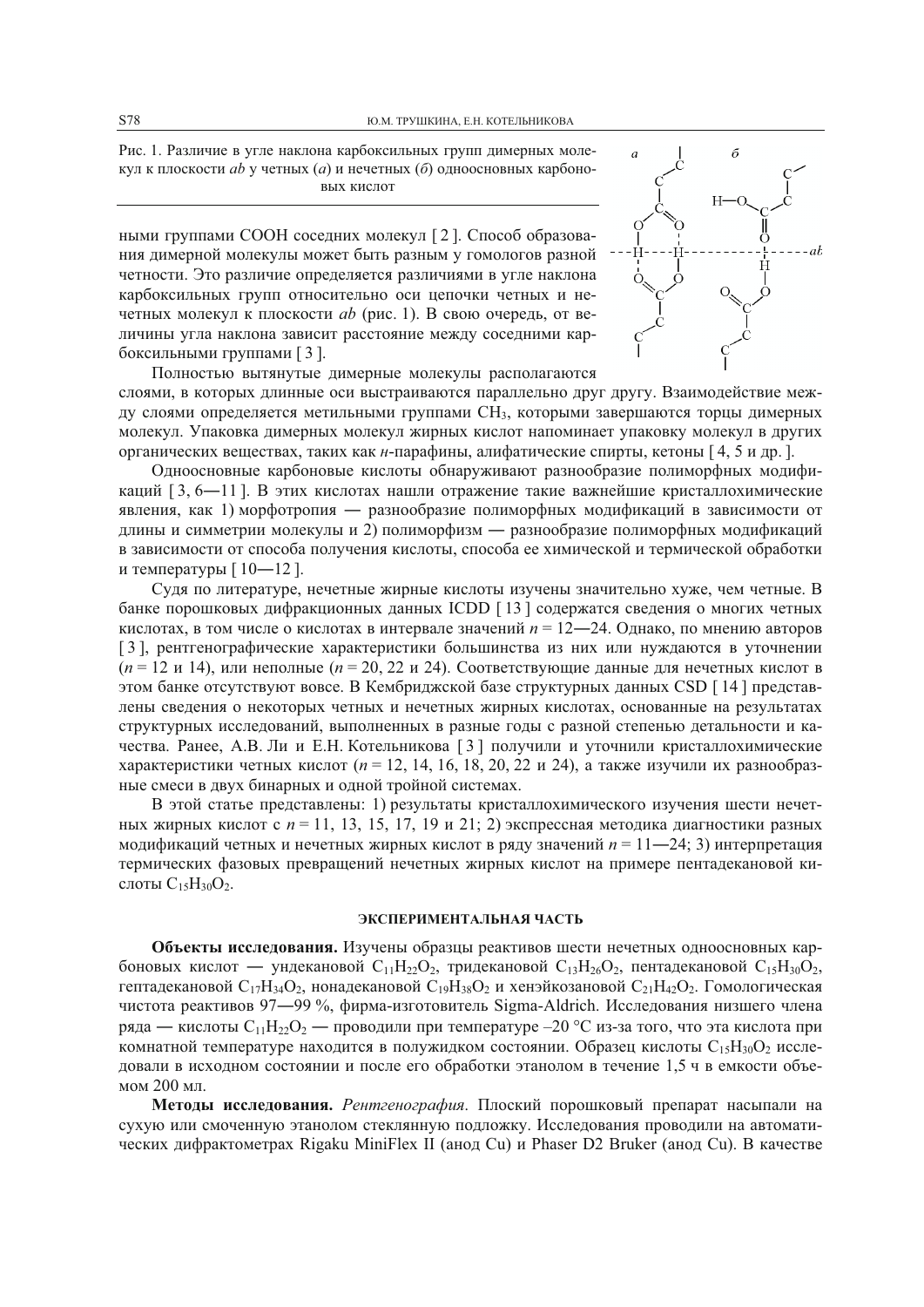Рис. 1. Различие в угле наклона карбоксильных групп димерных молекул к плоскости *ab* у четных (*а*) и нечетных (*б*) одноосновных карбоновых кислот

ными группами COOH соседних молекул [ 2 ]. Способ образования димерной молекулы может быть разным у гомологов разной четности. Это различие определяется различиями в угле наклона карбоксильных групп относительно оси цепочки четных и нечетных молекул к плоскости *ab* (рис. 1). В свою очередь, от величины угла наклона зависит расстояние между соседними карбоксильными группами [ 3 ].

Полностью вытянутые димерные молекулы располагаются слоями, в которых длинные оси выстраиваются параллельно друг другу. Взаимодействие между слоями определяется метильными группами $CH_3$, которыми завершаются торцы димерных молекул. Упаковка димерных молекул жирных кислот напоминает упаковку молекул в других органических веществах, таких как *н*-парафины, алифатические спирты, кетоны [ 4, 5 и др. ].

Одноосновные карбоновые кислоты обнаруживают разнообразие полиморфных модификаций [ 3, 6—11 ]. В этих кислотах нашли отражение такие важнейшие кристаллохимические явления, как 1) морфотропия — разнообразие полиморфных модификаций в зависимости от длины и симметрии молекулы и 2) полиморфизм — разнообразие полиморфных модификаций в зависимости от способа получения кислоты, способа ее химической и термической обработки и температуры [ 10—12 ].

Судя по литературе, нечетные жирные кислоты изучены значительно хуже, чем четные. В банке порошковых дифракционных данных ICDD [ 13 ] содержатся сведения о многих четных кислотах, в том числе о кислотах в интервале значений $n = 12$—24. Однако, по мнению авторов [ 3 ], рентгенографические характеристики большинства из них или нуждаются в уточнении ($n = 12$ и 14), или неполные ($n = 20$, 22 и 24). Соответствующие данные для нечетных кислот в этом банке отсутствуют вовсе. В Кембриджской базе структурных данных CSD [ 14 ] представлены сведения о некоторых четных и нечетных жирных кислотах, основанные на результатах структурных исследований, выполненных в разные годы с разной степенью детальности и качества. Ранее, А.В. Ли и Е.Н. Котельникова [ 3 ] получили и уточнили кристаллохимические характеристики четных кислот ($n = 12$, 14, 16, 18, 20, 22 и 24), а также изучили их разнообразные смеси в двух бинарных и одной тройной системах.

В этой статье представлены: 1) результаты кристаллохимического изучения шести нечетных жирных кислот с $n = 11$, 13, 15, 17, 19 и 21; 2) экспрессная методика диагностики разных модификаций четных и нечетных жирных кислот в ряду значений $n = 11$—24; 3) интерпретация термических фазовых превращений нечетных жирных кислот на примере пентадекановой кислоты $C_{15}H_{30}O_2$.

## ЭКСПЕРИМЕНТАЛЬНАЯ ЧАСТЬ

**Объекты исследования.** Изучены образцы реактивов шести нечетных одноосновных карбоновых кислот — ундекановой $C_{11}H_{22}O_2$, тридекановой $C_{13}H_{26}O_2$, пентадекановой $C_{15}H_{30}O_2$, гептадекановой $C_{17}H_{34}O_2$, нонадекановой $C_{19}H_{38}O_2$ и хенэйкозановой $C_{21}H_{42}O_2$. Гомологическая чистота реактивов 97—99 %, фирма-изготовитель Sigma-Aldrich. Исследования низшего члена ряда — кислоты $C_{11}H_{22}O_2$ — проводили при температуре –20 °С из-за того, что эта кислота при комнатной температуре находится в полужидком состоянии. Образец кислоты $C_{15}H_{30}O_2$ исследовали в исходном состоянии и после его обработки этанолом в течение 1,5 ч в емкости объемом 200 мл.

**Методы исследования.** *Рентгенография*. Плоский порошковый препарат насыпали на сухую или смоченную этанолом стеклянную подложку. Исследования проводили на автоматических дифрактометрах Rigaku MiniFlex II (анод Cu) и Phaser D2 Bruker (анод Cu). В качестве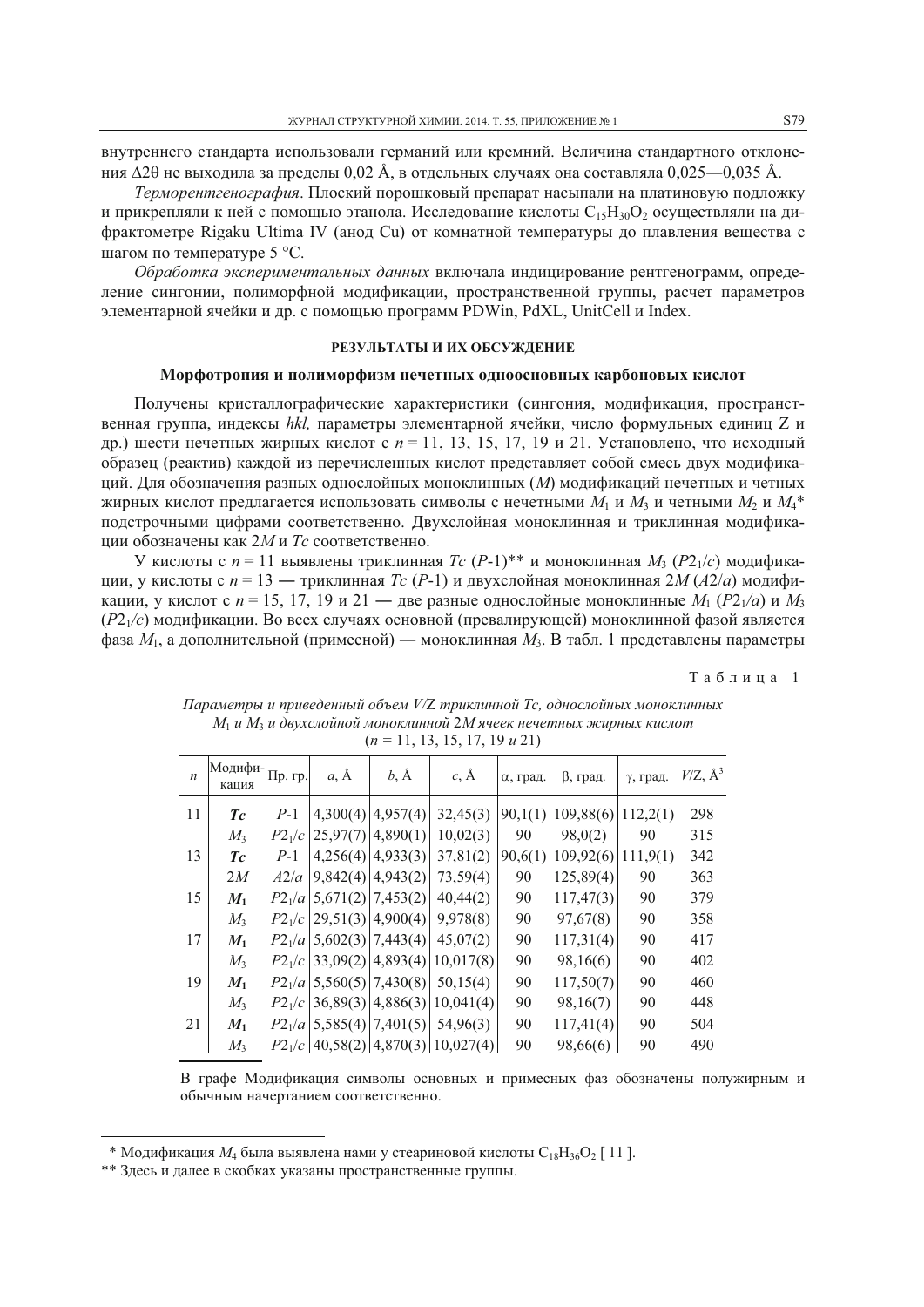внутреннего стандарта использовали германий или кремний. Величина стандартного отклонения $\Delta 2\theta$ не выходила за пределы 0,02 Å, в отдельных случаях она составляла 0,025—0,035 Å.

*Терморентгенография*. Плоский порошковый препарат насыпали на платиновую подложку и прикрепляли к ней с помощью этанола. Исследование кислоты $C_{15}H_{30}O_2$ осуществляли на дифрактометре Rigaku Ultima IV (анод Cu) от комнатной температуры до плавления вещества с шагом по температуре 5 °C.

*Обработка экспериментальных данных* включала индицирование рентгенограмм, определение сингонии, полиморфной модификации, пространственной группы, расчет параметров элементарной ячейки и др. с помощью программ PDWin, PdXL, UnitCell и Index.

## РЕЗУЛЬТАТЫ И ИХ ОБСУЖДЕНИЕ

### Морфотропия и полиморфизм нечетных одноосновных карбоновых кислот

Получены кристаллографические характеристики (сингония, модификация, пространственная группа, индексы *hkl*, параметры элементарной ячейки, число формульных единиц Z и др.) шести нечетных жирных кислот с $n$ = 11, 13, 15, 17, 19 и 21. Установлено, что исходный образец (реактив) каждой из перечисленных кислот представляет собой смесь двух модификаций. Для обозначения разных однослойных моноклинных ($M$) модификаций нечетных и четных жирных кислот предлагается использовать символы с нечетными $M_1$ и $M_3$ и четными $M_2$ и $M_4$* подстрочными цифрами соответственно. Двухслойная моноклинная и триклинная модификации обозначены как 2$M$ и $Tc$ соответственно.

У кислоты с $n$ = 11 выявлены триклинная $Tc$ ($P$-1)** и моноклинная $M_3$ ($P2_1/c$) модификации, у кислоты с $n$ = 13 — триклинная $Tc$ ($P$-1) и двухслойная моноклинная 2$M$ ($A2/a$) модификации, у кислот с $n$ = 15, 17, 19 и 21 — две разные однослойные моноклинные $M_1$ ($P2_1/a$) и $M_3$ ($P2_1/c$) модификации. Во всех случаях основной (превалирующей) моноклинной фазой является фаза $M_1$, а дополнительной (примесной) — моноклинная $M_3$. В табл. 1 представлены параметры

Таблица 1

*Параметры и приведенный объем V/Z триклинной Tc, однослойных моноклинных $M_1$ и $M_3$ и двухслойной моноклинной 2M ячеек нечетных жирных кислот* ($n$ = 11, 13, 15, 17, 19 *и* 21)

| $n$ | Модификация | Пр. гр. | $a$, Å | $b$, Å | $c$, Å | α, град. | β, град. | γ, град. | $V$/Z, Å$^3$ |
|---|---|---|---|---|---|---|---|---|---|
| 11 | ***Tc*** | $P$-1 | 4,300(4) | 4,957(4) | 32,45(3) | 90,1(1) | 109,88(6) | 112,2(1) | 298 |
| | $M_3$ | $P2_1/c$ | 25,97(7) | 4,890(1) | 10,02(3) | 90 | 98,0(2) | 90 | 315 |
| 13 | ***Tc*** | $P$-1 | 4,256(4) | 4,933(3) | 37,81(2) | 90,6(1) | 109,92(6) | 111,9(1) | 342 |
| | 2$M$ | $A2/a$ | 9,842(4) | 4,943(2) | 73,59(4) | 90 | 125,89(4) | 90 | 363 |
| 15 | $\boldsymbol{M_1}$ | $P2_1/a$ | 5,671(2) | 7,453(2) | 40,44(2) | 90 | 117,47(3) | 90 | 379 |
| | $M_3$ | $P2_1/c$ | 29,51(3) | 4,900(4) | 9,978(8) | 90 | 97,67(8) | 90 | 358 |
| 17 | $\boldsymbol{M_1}$ | $P2_1/a$ | 5,602(3) | 7,443(4) | 45,07(2) | 90 | 117,31(4) | 90 | 417 |
| | $M_3$ | $P2_1/c$ | 33,09(2) | 4,893(4) | 10,017(8) | 90 | 98,16(6) | 90 | 402 |
| 19 | $\boldsymbol{M_1}$ | $P2_1/a$ | 5,560(5) | 7,430(8) | 50,15(4) | 90 | 117,50(7) | 90 | 460 |
| | $M_3$ | $P2_1/c$ | 36,89(3) | 4,886(3) | 10,041(4) | 90 | 98,16(7) | 90 | 448 |
| 21 | $\boldsymbol{M_1}$ | $P2_1/a$ | 5,585(4) | 7,401(5) | 54,96(3) | 90 | 117,41(4) | 90 | 504 |
| | $M_3$ | $P2_1/c$ | 40,58(2) | 4,870(3) | 10,027(4) | 90 | 98,66(6) | 90 | 490 |

В графе Модификация символы основных и примесных фаз обозначены полужирным и обычным начертанием соответственно.

---

\* Модификация $M_4$ была выявлена нами у стеариновой кислоты $C_{18}H_{36}O_2$ [11].

\*\* Здесь и далее в скобках указаны пространственные группы.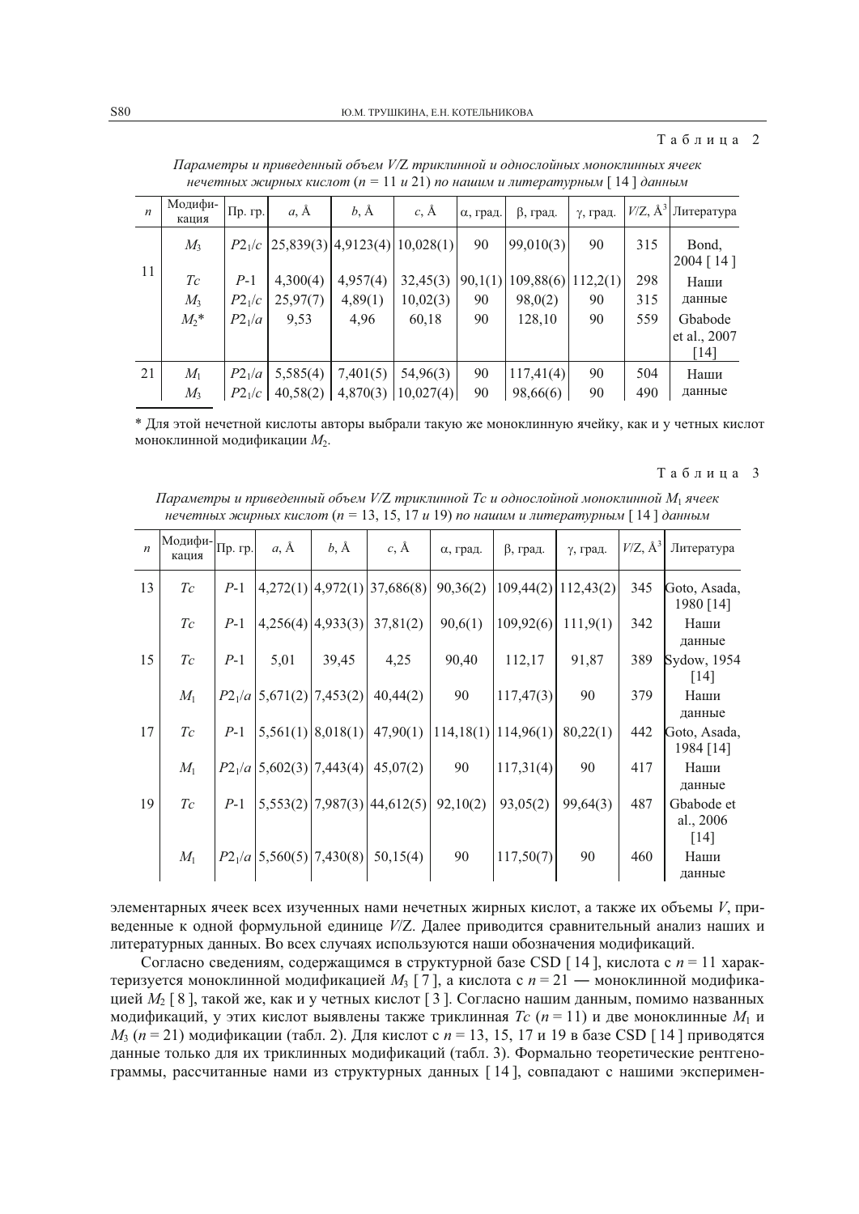Таблица 2

*Параметры и приведенный объем V/Z триклинной и однослойных моноклинных ячеек нечетных жирных кислот (n = 11 и 21) по нашим и литературным [ 14 ] данным*

| $n$ | Модификация | Пр. гр. | $a$, Å | $b$, Å | $c$, Å | α, град. | β, град. | γ, град. | $V$/Z, Å$^3$ | Литература |
|---|---|---|---|---|---|---|---|---|---|---|
| 11 | $M_3$ | $P2_1/c$ | 25,839(3) | 4,9123(4) | 10,028(1) | 90 | 99,010(3) | 90 | 315 | Bond, 2004 [ 14 ] |
| | $Tc$ | $P$-1 | 4,300(4) | 4,957(4) | 32,45(3) | 90,1(1) | 109,88(6) | 112,2(1) | 298 | Наши данные |
| | $M_3$ | $P2_1/c$ | 25,97(7) | 4,89(1) | 10,02(3) | 90 | 98,0(2) | 90 | 315 | |
| | $M_2$* | $P2_1/a$ | 9,53 | 4,96 | 60,18 | 90 | 128,10 | 90 | 559 | Gbabode et al., 2007 [14] |
| 21 | $M_1$ | $P2_1/a$ | 5,585(4) | 7,401(5) | 54,96(3) | 90 | 117,41(4) | 90 | 504 | Наши данные |
| | $M_3$ | $P2_1/c$ | 40,58(2) | 4,870(3) | 10,027(4) | 90 | 98,66(6) | 90 | 490 | |

\* Для этой нечетной кислоты авторы выбрали такую же моноклинную ячейку, как и у четных кислот моноклинной модификации $M_2$.

Таблица 3

*Параметры и приведенный объем V/Z триклинной Tc и однослойной моноклинной M₁ ячеек нечетных жирных кислот (n = 13, 15, 17 и 19) по нашим и литературным [ 14 ] данным*

| $n$ | Модификация | Пр. гр. | $a$, Å | $b$, Å | $c$, Å | α, град. | β, град. | γ, град. | $V$/Z, Å$^3$ | Литература |
|---|---|---|---|---|---|---|---|---|---|---|
| 13 | $Tc$ | $P$-1 | 4,272(1) | 4,972(1) | 37,686(8) | 90,36(2) | 109,44(2) | 112,43(2) | 345 | Goto, Asada, 1980 [14] |
| | $Tc$ | $P$-1 | 4,256(4) | 4,933(3) | 37,81(2) | 90,6(1) | 109,92(6) | 111,9(1) | 342 | Наши данные |
| 15 | $Tc$ | $P$-1 | 5,01 | 39,45 | 4,25 | 90,40 | 112,17 | 91,87 | 389 | Sydow, 1954 [14] |
| | $M_1$ | $P2_1/a$ | 5,671(2) | 7,453(2) | 40,44(2) | 90 | 117,47(3) | 90 | 379 | Наши данные |
| 17 | $Tc$ | $P$-1 | 5,561(1) | 8,018(1) | 47,90(1) | 114,18(1) | 114,96(1) | 80,22(1) | 442 | Goto, Asada, 1984 [14] |
| | $M_1$ | $P2_1/a$ | 5,602(3) | 7,443(4) | 45,07(2) | 90 | 117,31(4) | 90 | 417 | Наши данные |
| 19 | $Tc$ | $P$-1 | 5,553(2) | 7,987(3) | 44,612(5) | 92,10(2) | 93,05(2) | 99,64(3) | 487 | Gbabode et al., 2006 [14] |
| | $M_1$ | $P2_1/a$ | 5,560(5) | 7,430(8) | 50,15(4) | 90 | 117,50(7) | 90 | 460 | Наши данные |

элементарных ячеек всех изученных нами нечетных жирных кислот, а также их объемы $V$, приведенные к одной формульной единице $V$/Z. Далее приводится сравнительный анализ наших и литературных данных. Во всех случаях используются наши обозначения модификаций.

Согласно сведениям, содержащимся в структурной базе CSD [ 14 ], кислота с $n = 11$ характеризуется моноклинной модификацией $M_3$ [ 7 ], а кислота с $n = 21$ — моноклинной модификацией $M_2$ [ 8 ], такой же, как и у четных кислот [ 3 ]. Согласно нашим данным, помимо названных модификаций, у этих кислот выявлены также триклинная $Tc$ ($n = 11$) и две моноклинные $M_1$ и $M_3$ ($n = 21$) модификации (табл. 2). Для кислот с $n = 13$, 15, 17 и 19 в базе CSD [ 14 ] приводятся данные только для их триклинных модификаций (табл. 3). Формально теоретические рентгенограммы, рассчитанные нами из структурных данных [ 14 ], совпадают с нашими эксперимен-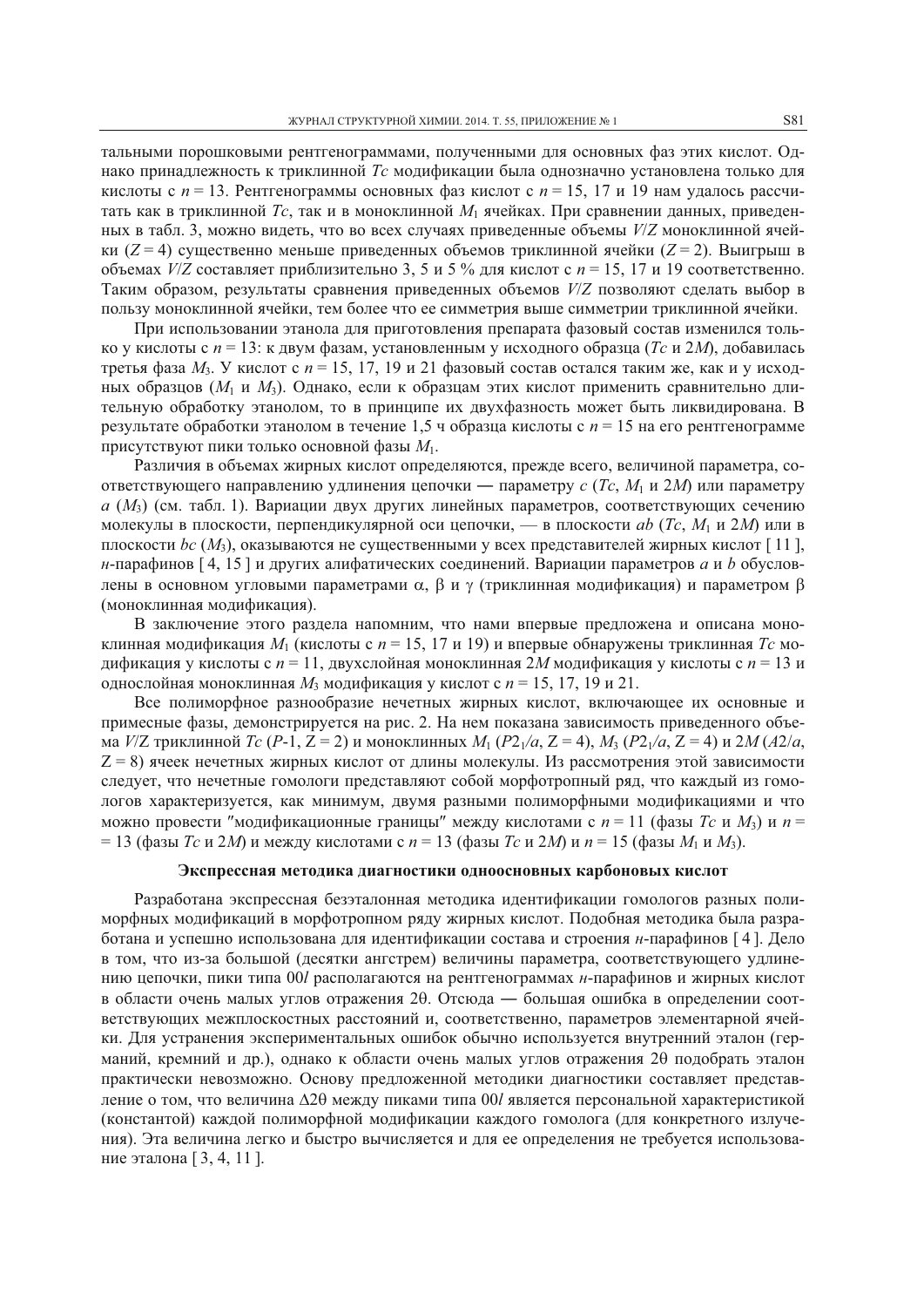тальными порошковыми рентгенограммами, полученными для основных фаз этих кислот. Однако принадлежность к триклинной *Tc* модификации была однозначно установлена только для кислоты с $n = 13$. Рентгенограммы основных фаз кислот с $n = 15$, 17 и 19 нам удалось рассчитать как в триклинной *Tc*, так и в моноклинной $M_1$ ячейках. При сравнении данных, приведенных в табл. 3, можно видеть, что во всех случаях приведенные объемы $V/Z$ моноклинной ячейки ($Z = 4$) существенно меньше приведенных объемов триклинной ячейки ($Z = 2$). Выигрыш в объемах $V/Z$ составляет приблизительно 3, 5 и 5 % для кислот с $n = 15$, 17 и 19 соответственно. Таким образом, результаты сравнения приведенных объемов $V/Z$ позволяют сделать выбор в пользу моноклинной ячейки, тем более что ее симметрия выше симметрии триклинной ячейки.

При использовании этанола для приготовления препарата фазовый состав изменился только у кислоты с $n = 13$: к двум фазам, установленным у исходного образца (*Tc* и 2*M*), добавилась третья фаза $M_3$. У кислот с $n = 15$, 17, 19 и 21 фазовый состав остался таким же, как и у исходных образцов ($M_1$ и $M_3$). Однако, если к образцам этих кислот применить сравнительно длительную обработку этанолом, то в принципе их двухфазность может быть ликвидирована. В результате обработки этанолом в течение 1,5 ч образца кислоты с $n = 15$ на его рентгенограмме присутствуют пики только основной фазы $M_1$.

Различия в объемах жирных кислот определяются, прежде всего, величиной параметра, соответствующего направлению удлинения цепочки — параметру *c* (*Tc*, $M_1$ и 2*M*) или параметру *a* ($M_3$) (см. табл. 1). Вариации двух других линейных параметров, соответствующих сечению молекулы в плоскости, перпендикулярной оси цепочки, — в плоскости *ab* (*Tc*, $M_1$ и 2*M*) или в плоскости *bc* ($M_3$), оказываются не существенными у всех представителей жирных кислот [ 11 ], *н*-парафинов [ 4, 15 ] и других алифатических соединений. Вариации параметров *a* и *b* обусловлены в основном угловыми параметрами α, β и γ (триклинная модификация) и параметром β (моноклинная модификация).

В заключение этого раздела напомним, что нами впервые предложена и описана моноклинная модификация $M_1$ (кислоты с $n = 15$, 17 и 19) и впервые обнаружены триклинная *Tc* модификация у кислоты с $n = 11$, двухслойная моноклинная 2*M* модификация у кислоты с $n = 13$ и однослойная моноклинная $M_3$ модификация у кислот с $n = 15$, 17, 19 и 21.

Все полиморфное разнообразие нечетных жирных кислот, включающее их основные и примесные фазы, демонстрируется на рис. 2. На нем показана зависимость приведенного объема V/Z триклинной *Tc* (*P*-1, Z = 2) и моноклинных $M_1$ ($P2_1/a$, Z = 4), $M_3$ ($P2_1/a$, Z = 4) и 2*M* (*A*2/*a*, Z = 8) ячеек нечетных жирных кислот от длины молекулы. Из рассмотрения этой зависимости следует, что нечетные гомологи представляют собой морфотропный ряд, что каждый из гомологов характеризуется, как минимум, двумя разными полиморфными модификациями и что можно провести "модификационные границы" между кислотами с $n = 11$ (фазы *Tc* и $M_3$) и $n = 13$ (фазы *Tc* и 2*M*) и между кислотами с $n = 13$ (фазы *Tc* и 2*M*) и $n = 15$ (фазы $M_1$ и $M_3$).

## Экспрессная методика диагностики одноосновных карбоновых кислот

Разработана экспрессная безэталонная методика идентификации гомологов разных полиморфных модификаций в морфотропном ряду жирных кислот. Подобная методика была разработана и успешно использована для идентификации состава и строения *н*-парафинов [ 4 ]. Дело в том, что из-за большой (десятки ангстрем) величины параметра, соответствующего удлинению цепочки, пики типа 00*l* располагаются на рентгенограммах *н*-парафинов и жирных кислот в области очень малых углов отражения 2θ. Отсюда — большая ошибка в определении соответствующих межплоскостных расстояний и, соответственно, параметров элементарной ячейки. Для устранения экспериментальных ошибок обычно используется внутренний эталон (германий, кремний и др.), однако к области очень малых углов отражения 2θ подобрать эталон практически невозможно. Основу предложенной методики диагностики составляет представление о том, что величина Δ2θ между пиками типа 00*l* является персональной характеристикой (константой) каждой полиморфной модификации каждого гомолога (для конкретного излучения). Эта величина легко и быстро вычисляется и для ее определения не требуется использование эталона [ 3, 4, 11 ].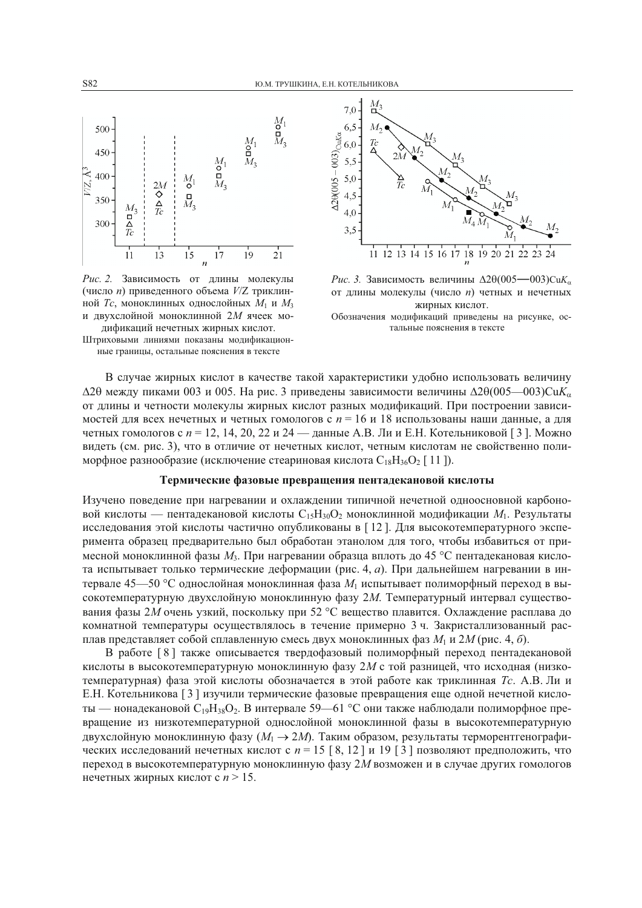*Рис. 2.* Зависимость от длины молекулы (число $n$) приведенного объема $V/Z$ триклинной $Tc$, моноклинных однослойных $M_1$ и $M_3$ и двухслойной моноклинной $2M$ ячеек модификаций нечетных жирных кислот.
Штриховыми линиями показаны модификационные границы, остальные пояснения в тексте

*Рис. 3.* Зависимость величины $\Delta 2\theta(005—003)\text{Cu}K_\alpha$ от длины молекулы (число $n$) четных и нечетных жирных кислот.
Обозначения модификаций приведены на рисунке, остальные пояснения в тексте

В случае жирных кислот в качестве такой характеристики удобно использовать величину $\Delta 2\theta$ между пиками 003 и 005. На рис. 3 приведены зависимости величины $\Delta 2\theta(005—003)\text{Cu}K_\alpha$ от длины и четности молекулы жирных кислот разных модификаций. При построении зависимостей для всех нечетных и четных гомологов с $n = 16$ и 18 использованы наши данные, а для четных гомологов с $n = 12$, 14, 20, 22 и 24 — данные А.В. Ли и Е.Н. Котельниковой [ 3 ]. Можно видеть (см. рис. 3), что в отличие от нечетных кислот, четным кислотам не свойственно полиморфное разнообразие (исключение стеариновая кислота $C_{18}H_{36}O_2$ [ 11 ]).

## Термические фазовые превращения пентадекановой кислоты

Изучено поведение при нагревании и охлаждении типичной нечетной одноосновной карбоновой кислоты — пентадекановой кислоты $C_{15}H_{30}O_2$ моноклинной модификации $M_1$. Результаты исследования этой кислоты частично опубликованы в [ 12 ]. Для высокотемпературного эксперимента образец предварительно был обработан этанолом для того, чтобы избавиться от примесной моноклинной фазы $M_3$. При нагревании образца вплоть до 45 °C пентадекановая кислота испытывает только термические деформации (рис. 4, *а*). При дальнейшем нагревании в интервале 45—50 °C однослойная моноклинная фаза $M_1$ испытывает полиморфный переход в высокотемпературную двухслойную моноклинную фазу $2M$. Температурный интервал существования фазы $2M$ очень узкий, поскольку при 52 °C вещество плавится. Охлаждение расплава до комнатной температуры осуществлялось в течение примерно 3 ч. Закристаллизованный расплав представляет собой сплавленную смесь двух моноклинных фаз $M_1$ и $2M$ (рис. 4, *б*).

В работе [ 8 ] также описывается твердофазовый полиморфный переход пентадекановой кислоты в высокотемпературную моноклинную фазу $2M$ с той разницей, что исходная (низкотемпературная) фаза этой кислоты обозначается в этой работе как триклинная $Tc$. А.В. Ли и Е.Н. Котельникова [ 3 ] изучили термические фазовые превращения еще одной нечетной кислоты — нонадекановой $C_{19}H_{38}O_2$. В интервале 59—61 °C они также наблюдали полиморфное превращение из низкотемпературной однослойной моноклинной фазы в высокотемпературную двухслойную моноклинную фазу ($M_1 \rightarrow 2M$). Таким образом, результаты терморентгенографических исследований нечетных кислот с $n = 15$ [ 8, 12 ] и 19 [ 3 ] позволяют предположить, что переход в высокотемпературную моноклинную фазу $2M$ возможен и в случае других гомологов нечетных жирных кислот с $n > 15$.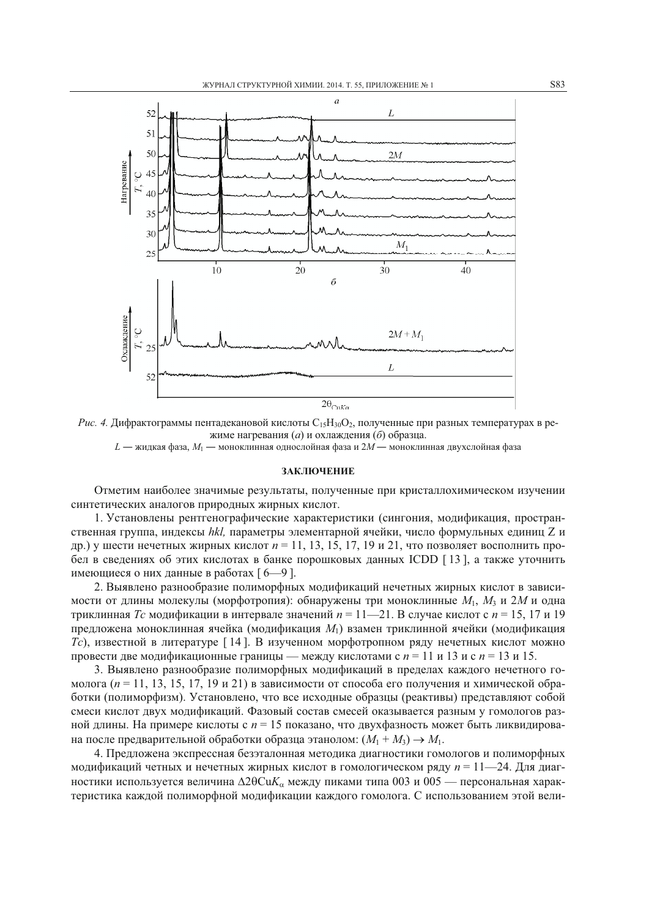*Рис. 4.* Дифрактограммы пентадекановой кислоты $C_{15}H_{30}O_2$, полученные при разных температурах в режиме нагревания (*а*) и охлаждения (*б*) образца.
$L$ — жидкая фаза, $M_1$ — моноклинная однослойная фаза и $2M$ — моноклинная двухслойная фаза

## ЗАКЛЮЧЕНИЕ

Отметим наиболее значимые результаты, полученные при кристаллохимическом изучении синтетических аналогов природных жирных кислот.

1. Установлены рентгенографические характеристики (сингония, модификация, пространственная группа, индексы *hkl,* параметры элементарной ячейки, число формульных единиц Z и др.) у шести нечетных жирных кислот $n = 11$, 13, 15, 17, 19 и 21, что позволяет восполнить пробел в сведениях об этих кислотах в банке порошковых данных ICDD [ 13 ], а также уточнить имеющиеся о них данные в работах [ 6—9 ].

2. Выявлено разнообразие полиморфных модификаций нечетных жирных кислот в зависимости от длины молекулы (морфотропия): обнаружены три моноклинные $M_1$, $M_3$ и $2M$ и одна триклинная $Tc$ модификации в интервале значений $n = 11$—21. В случае кислот с $n = 15$, 17 и 19 предложена моноклинная ячейка (модификация $M_1$) взамен триклинной ячейки (модификация $Tc$), известной в литературе [ 14 ]. В изученном морфотропном ряду нечетных кислот можно провести две модификационные границы — между кислотами с $n = 11$ и 13 и с $n = 13$ и 15.

3. Выявлено разнообразие полиморфных модификаций в пределах каждого нечетного гомолога ($n = 11$, 13, 15, 17, 19 и 21) в зависимости от способа его получения и химической обработки (полиморфизм). Установлено, что все исходные образцы (реактивы) представляют собой смеси кислот двух модификаций. Фазовый состав смесей оказывается разным у гомологов разной длины. На примере кислоты с $n = 15$ показано, что двухфазность может быть ликвидирована после предварительной обработки образца этанолом: $(M_1 + M_3) \rightarrow M_1$.

4. Предложена экспрессная безэталонная методика диагностики гомологов и полиморфных модификаций четных и нечетных жирных кислот в гомологическом ряду $n = 11$—24. Для диагностики используется величина $\Delta 2\theta CuK_{\alpha}$ между пиками типа 003 и 005 — персональная характеристика каждой полиморфной модификации каждого гомолога. С использованием этой вели-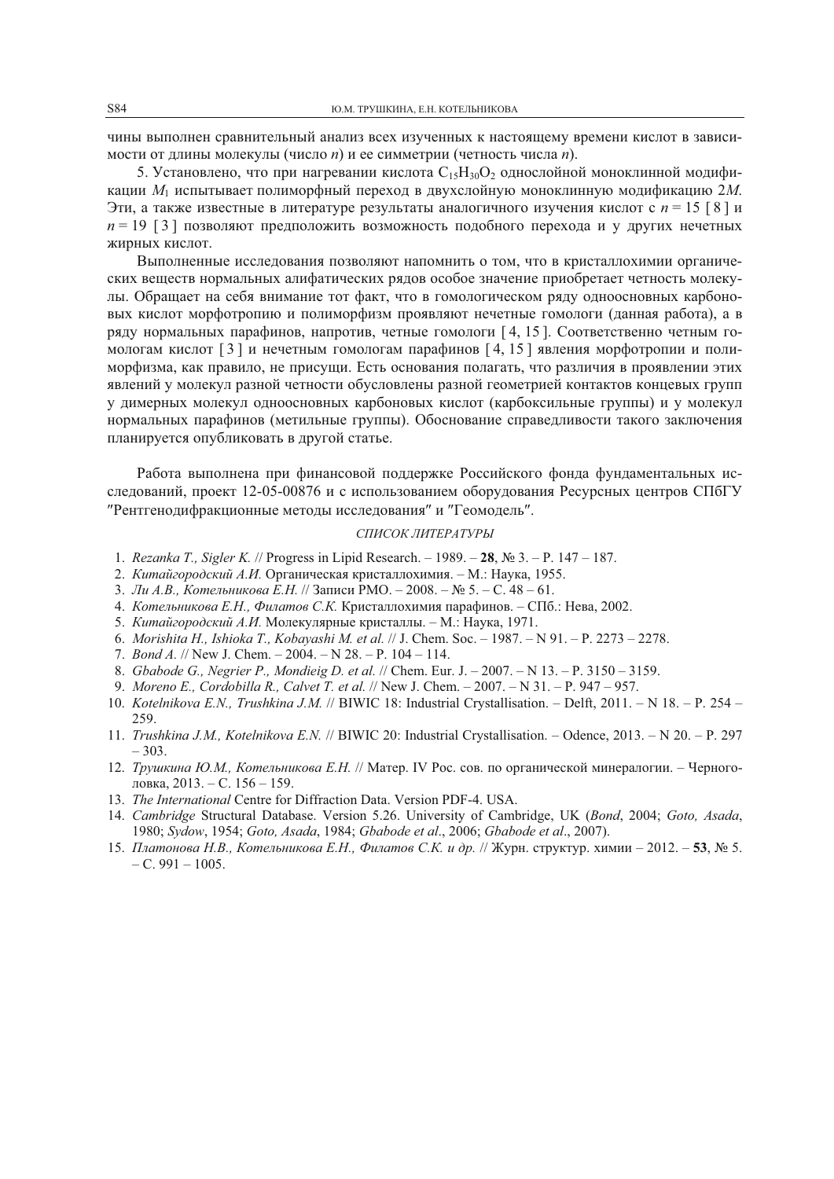чины выполнен сравнительный анализ всех изученных к настоящему времени кислот в зависимости от длины молекулы (число $n$) и ее симметрии (четность числа $n$).

5. Установлено, что при нагревании кислота $C_{15}H_{30}O_2$ однослойной моноклинной модификации $M_1$ испытывает полиморфный переход в двухслойную моноклинную модификацию $2M$. Эти, а также известные в литературе результаты аналогичного изучения кислот с $n = 15$ [ 8 ] и $n = 19$ [ 3 ] позволяют предположить возможность подобного перехода и у других нечетных жирных кислот.

Выполненные исследования позволяют напомнить о том, что в кристаллохимии органических веществ нормальных алифатических рядов особое значение приобретает четность молекулы. Обращает на себя внимание тот факт, что в гомологическом ряду одноосновных карбоновых кислот морфотропию и полиморфизм проявляют нечетные гомологи (данная работа), а в ряду нормальных парафинов, напротив, четные гомологи [ 4, 15 ]. Соответственно четным гомологам кислот [ 3 ] и нечетным гомологам парафинов [ 4, 15 ] явления морфотропии и полиморфизма, как правило, не присущи. Есть основания полагать, что различия в проявлении этих явлений у молекул разной четности обусловлены разной геометрией контактов концевых групп у димерных молекул одноосновных карбоновых кислот (карбоксильные группы) и у молекул нормальных парафинов (метильные группы). Обоснование справедливости такого заключения планируется опубликовать в другой статье.

Работа выполнена при финансовой поддержке Российского фонда фундаментальных исследований, проект 12-05-00876 и с использованием оборудования Ресурсных центров СПбГУ ″Рентгенодифракционные методы исследования″ и ″Геомодель″.

### СПИСОК ЛИТЕРАТУРЫ

1. *Rezanka T., Sigler K.* // Progress in Lipid Research. – 1989. – **28**, № 3. – P. 147 – 187.
2. *Китайгородский А.И.* Органическая кристаллохимия. – М.: Наука, 1955.
3. *Ли А.В., Котельникова Е.Н.* // Записи РМО. – 2008. – № 5. – С. 48 – 61.
4. *Котельникова Е.Н., Филатов С.К.* Кристаллохимия парафинов. – СПб.: Нева, 2002.
5. *Китайгородский А.И.* Молекулярные кристаллы. – М.: Наука, 1971.
6. *Morishita H., Ishioka T., Kobayashi M. et al.* // J. Chem. Soc. – 1987. – N 91. – P. 2273 – 2278.
7. *Bond A.* // New J. Chem. – 2004. – N 28. – P. 104 – 114.
8. *Gbabode G., Negrier P., Mondieig D. et al.* // Chem. Eur. J. – 2007. – N 13. – P. 3150 – 3159.
9. *Moreno E., Cordobilla R., Calvet T. et al.* // New J. Chem. – 2007. – N 31. – P. 947 – 957.
10. *Kotelnikova E.N., Trushkina J.M.* // BIWIC 18: Industrial Crystallisation. – Delft, 2011. – N 18. – P. 254 – 259.
11. *Trushkina J.M., Kotelnikova E.N.* // BIWIC 20: Industrial Crystallisation. – Odence, 2013. – N 20. – P. 297 – 303.
12. *Трушкина Ю.М., Котельникова Е.Н.* // Матер. IV Рос. сов. по органической минералогии. – Черноголовка, 2013. – С. 156 – 159.
13. *The International* Centre for Diffraction Data. Version PDF-4. USA.
14. *Cambridge* Structural Database. Version 5.26. University of Cambridge, UK (*Bond*, 2004; *Goto, Asada*, 1980; *Sydow*, 1954; *Goto, Asada*, 1984; *Gbabode et al*., 2006; *Gbabode et al*., 2007).
15. *Платонова Н.В., Котельникова Е.Н., Филатов С.К. и др.* // Журн. структур. химии – 2012. – **53**, № 5. – С. 991 – 1005.